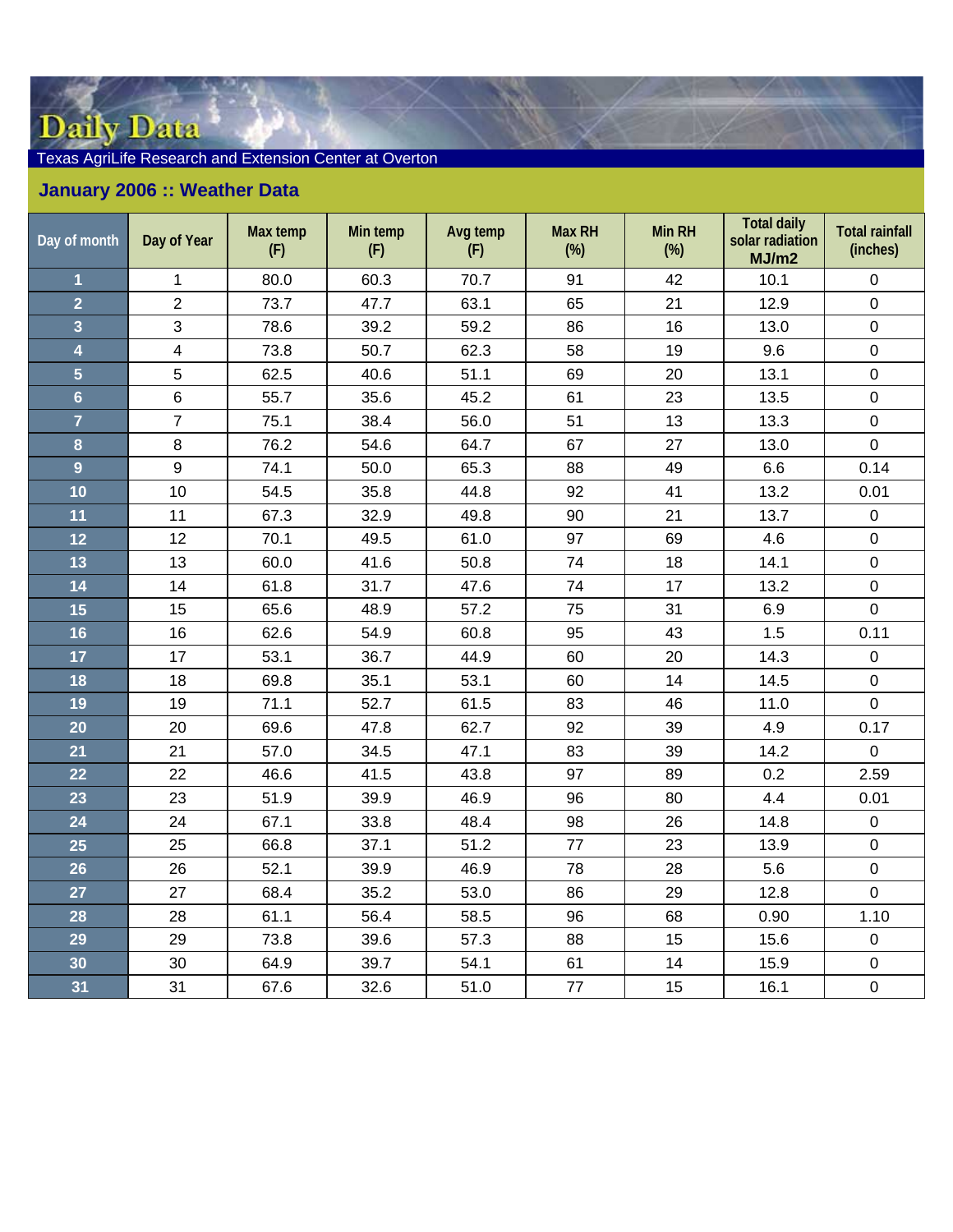# Daily Data

Texas AgriLife Research and Extension Center at Overton

## January 2006 :: Weather Data

| Day of month | Day of Year | Max temp (F) | Min temp (F) | Avg temp (F) | Max RH (%) | Min RH (%) | Total daily solar radiation MJ/m2 | Total rainfall (inches) |
|---|---|---|---|---|---|---|---|---|
| 1 | 1 | 80.0 | 60.3 | 70.7 | 91 | 42 | 10.1 | 0 |
| 2 | 2 | 73.7 | 47.7 | 63.1 | 65 | 21 | 12.9 | 0 |
| 3 | 3 | 78.6 | 39.2 | 59.2 | 86 | 16 | 13.0 | 0 |
| 4 | 4 | 73.8 | 50.7 | 62.3 | 58 | 19 | 9.6 | 0 |
| 5 | 5 | 62.5 | 40.6 | 51.1 | 69 | 20 | 13.1 | 0 |
| 6 | 6 | 55.7 | 35.6 | 45.2 | 61 | 23 | 13.5 | 0 |
| 7 | 7 | 75.1 | 38.4 | 56.0 | 51 | 13 | 13.3 | 0 |
| 8 | 8 | 76.2 | 54.6 | 64.7 | 67 | 27 | 13.0 | 0 |
| 9 | 9 | 74.1 | 50.0 | 65.3 | 88 | 49 | 6.6 | 0.14 |
| 10 | 10 | 54.5 | 35.8 | 44.8 | 92 | 41 | 13.2 | 0.01 |
| 11 | 11 | 67.3 | 32.9 | 49.8 | 90 | 21 | 13.7 | 0 |
| 12 | 12 | 70.1 | 49.5 | 61.0 | 97 | 69 | 4.6 | 0 |
| 13 | 13 | 60.0 | 41.6 | 50.8 | 74 | 18 | 14.1 | 0 |
| 14 | 14 | 61.8 | 31.7 | 47.6 | 74 | 17 | 13.2 | 0 |
| 15 | 15 | 65.6 | 48.9 | 57.2 | 75 | 31 | 6.9 | 0 |
| 16 | 16 | 62.6 | 54.9 | 60.8 | 95 | 43 | 1.5 | 0.11 |
| 17 | 17 | 53.1 | 36.7 | 44.9 | 60 | 20 | 14.3 | 0 |
| 18 | 18 | 69.8 | 35.1 | 53.1 | 60 | 14 | 14.5 | 0 |
| 19 | 19 | 71.1 | 52.7 | 61.5 | 83 | 46 | 11.0 | 0 |
| 20 | 20 | 69.6 | 47.8 | 62.7 | 92 | 39 | 4.9 | 0.17 |
| 21 | 21 | 57.0 | 34.5 | 47.1 | 83 | 39 | 14.2 | 0 |
| 22 | 22 | 46.6 | 41.5 | 43.8 | 97 | 89 | 0.2 | 2.59 |
| 23 | 23 | 51.9 | 39.9 | 46.9 | 96 | 80 | 4.4 | 0.01 |
| 24 | 24 | 67.1 | 33.8 | 48.4 | 98 | 26 | 14.8 | 0 |
| 25 | 25 | 66.8 | 37.1 | 51.2 | 77 | 23 | 13.9 | 0 |
| 26 | 26 | 52.1 | 39.9 | 46.9 | 78 | 28 | 5.6 | 0 |
| 27 | 27 | 68.4 | 35.2 | 53.0 | 86 | 29 | 12.8 | 0 |
| 28 | 28 | 61.1 | 56.4 | 58.5 | 96 | 68 | 0.90 | 1.10 |
| 29 | 29 | 73.8 | 39.6 | 57.3 | 88 | 15 | 15.6 | 0 |
| 30 | 30 | 64.9 | 39.7 | 54.1 | 61 | 14 | 15.9 | 0 |
| 31 | 31 | 67.6 | 32.6 | 51.0 | 77 | 15 | 16.1 | 0 |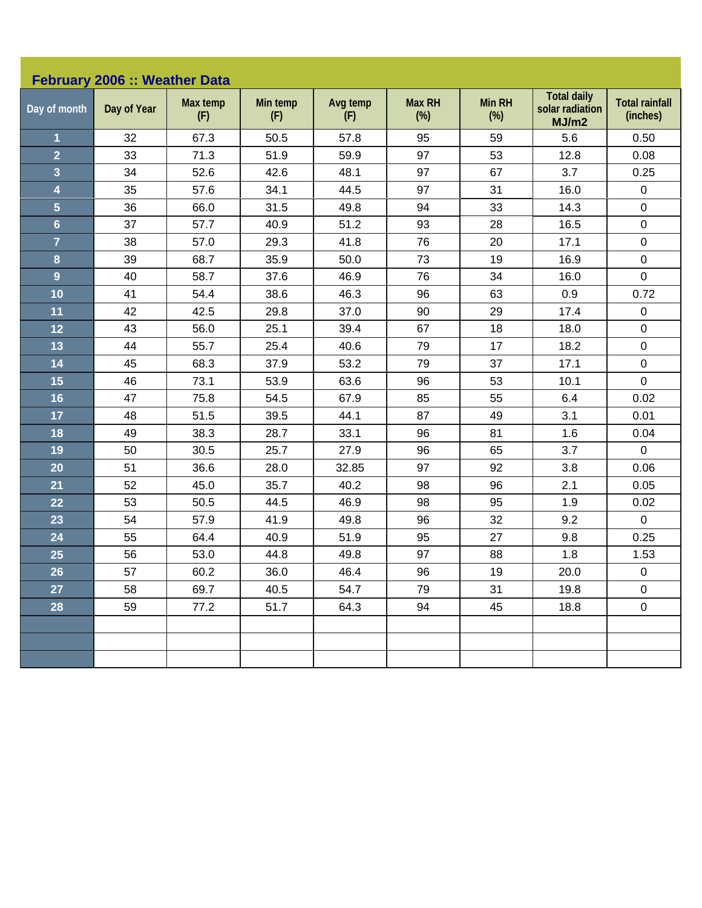## February 2006 :: Weather Data

| Day of month | Day of Year | Max temp (F) | Min temp (F) | Avg temp (F) | Max RH (%) | Min RH (%) | Total daily solar radiation MJ/m2 | Total rainfall (inches) |
|---|---|---|---|---|---|---|---|---|
| 1 | 32 | 67.3 | 50.5 | 57.8 | 95 | 59 | 5.6 | 0.50 |
| 2 | 33 | 71.3 | 51.9 | 59.9 | 97 | 53 | 12.8 | 0.08 |
| 3 | 34 | 52.6 | 42.6 | 48.1 | 97 | 67 | 3.7 | 0.25 |
| 4 | 35 | 57.6 | 34.1 | 44.5 | 97 | 31 | 16.0 | 0 |
| 5 | 36 | 66.0 | 31.5 | 49.8 | 94 | 33 | 14.3 | 0 |
| 6 | 37 | 57.7 | 40.9 | 51.2 | 93 | 28 | 16.5 | 0 |
| 7 | 38 | 57.0 | 29.3 | 41.8 | 76 | 20 | 17.1 | 0 |
| 8 | 39 | 68.7 | 35.9 | 50.0 | 73 | 19 | 16.9 | 0 |
| 9 | 40 | 58.7 | 37.6 | 46.9 | 76 | 34 | 16.0 | 0 |
| 10 | 41 | 54.4 | 38.6 | 46.3 | 96 | 63 | 0.9 | 0.72 |
| 11 | 42 | 42.5 | 29.8 | 37.0 | 90 | 29 | 17.4 | 0 |
| 12 | 43 | 56.0 | 25.1 | 39.4 | 67 | 18 | 18.0 | 0 |
| 13 | 44 | 55.7 | 25.4 | 40.6 | 79 | 17 | 18.2 | 0 |
| 14 | 45 | 68.3 | 37.9 | 53.2 | 79 | 37 | 17.1 | 0 |
| 15 | 46 | 73.1 | 53.9 | 63.6 | 96 | 53 | 10.1 | 0 |
| 16 | 47 | 75.8 | 54.5 | 67.9 | 85 | 55 | 6.4 | 0.02 |
| 17 | 48 | 51.5 | 39.5 | 44.1 | 87 | 49 | 3.1 | 0.01 |
| 18 | 49 | 38.3 | 28.7 | 33.1 | 96 | 81 | 1.6 | 0.04 |
| 19 | 50 | 30.5 | 25.7 | 27.9 | 96 | 65 | 3.7 | 0 |
| 20 | 51 | 36.6 | 28.0 | 32.85 | 97 | 92 | 3.8 | 0.06 |
| 21 | 52 | 45.0 | 35.7 | 40.2 | 98 | 96 | 2.1 | 0.05 |
| 22 | 53 | 50.5 | 44.5 | 46.9 | 98 | 95 | 1.9 | 0.02 |
| 23 | 54 | 57.9 | 41.9 | 49.8 | 96 | 32 | 9.2 | 0 |
| 24 | 55 | 64.4 | 40.9 | 51.9 | 95 | 27 | 9.8 | 0.25 |
| 25 | 56 | 53.0 | 44.8 | 49.8 | 97 | 88 | 1.8 | 1.53 |
| 26 | 57 | 60.2 | 36.0 | 46.4 | 96 | 19 | 20.0 | 0 |
| 27 | 58 | 69.7 | 40.5 | 54.7 | 79 | 31 | 19.8 | 0 |
| 28 | 59 | 77.2 | 51.7 | 64.3 | 94 | 45 | 18.8 | 0 |
|  |  |  |  |  |  |  |  |  |
|  |  |  |  |  |  |  |  |  |
|  |  |  |  |  |  |  |  |  |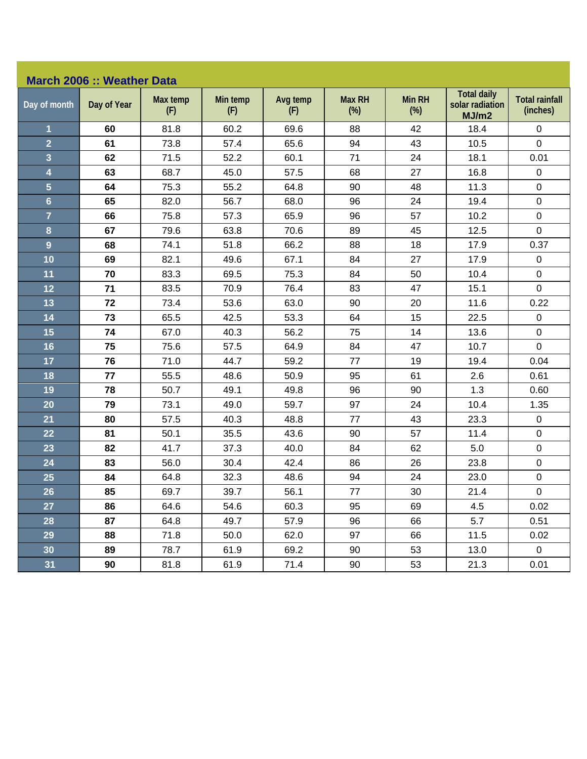## March 2006 :: Weather Data

| Day of month | Day of Year | Max temp (F) | Min temp (F) | Avg temp (F) | Max RH (%) | Min RH (%) | Total daily solar radiation MJ/m2 | Total rainfall (inches) |
|---|---|---|---|---|---|---|---|---|
| 1 | 60 | 81.8 | 60.2 | 69.6 | 88 | 42 | 18.4 | 0 |
| 2 | 61 | 73.8 | 57.4 | 65.6 | 94 | 43 | 10.5 | 0 |
| 3 | 62 | 71.5 | 52.2 | 60.1 | 71 | 24 | 18.1 | 0.01 |
| 4 | 63 | 68.7 | 45.0 | 57.5 | 68 | 27 | 16.8 | 0 |
| 5 | 64 | 75.3 | 55.2 | 64.8 | 90 | 48 | 11.3 | 0 |
| 6 | 65 | 82.0 | 56.7 | 68.0 | 96 | 24 | 19.4 | 0 |
| 7 | 66 | 75.8 | 57.3 | 65.9 | 96 | 57 | 10.2 | 0 |
| 8 | 67 | 79.6 | 63.8 | 70.6 | 89 | 45 | 12.5 | 0 |
| 9 | 68 | 74.1 | 51.8 | 66.2 | 88 | 18 | 17.9 | 0.37 |
| 10 | 69 | 82.1 | 49.6 | 67.1 | 84 | 27 | 17.9 | 0 |
| 11 | 70 | 83.3 | 69.5 | 75.3 | 84 | 50 | 10.4 | 0 |
| 12 | 71 | 83.5 | 70.9 | 76.4 | 83 | 47 | 15.1 | 0 |
| 13 | 72 | 73.4 | 53.6 | 63.0 | 90 | 20 | 11.6 | 0.22 |
| 14 | 73 | 65.5 | 42.5 | 53.3 | 64 | 15 | 22.5 | 0 |
| 15 | 74 | 67.0 | 40.3 | 56.2 | 75 | 14 | 13.6 | 0 |
| 16 | 75 | 75.6 | 57.5 | 64.9 | 84 | 47 | 10.7 | 0 |
| 17 | 76 | 71.0 | 44.7 | 59.2 | 77 | 19 | 19.4 | 0.04 |
| 18 | 77 | 55.5 | 48.6 | 50.9 | 95 | 61 | 2.6 | 0.61 |
| 19 | 78 | 50.7 | 49.1 | 49.8 | 96 | 90 | 1.3 | 0.60 |
| 20 | 79 | 73.1 | 49.0 | 59.7 | 97 | 24 | 10.4 | 1.35 |
| 21 | 80 | 57.5 | 40.3 | 48.8 | 77 | 43 | 23.3 | 0 |
| 22 | 81 | 50.1 | 35.5 | 43.6 | 90 | 57 | 11.4 | 0 |
| 23 | 82 | 41.7 | 37.3 | 40.0 | 84 | 62 | 5.0 | 0 |
| 24 | 83 | 56.0 | 30.4 | 42.4 | 86 | 26 | 23.8 | 0 |
| 25 | 84 | 64.8 | 32.3 | 48.6 | 94 | 24 | 23.0 | 0 |
| 26 | 85 | 69.7 | 39.7 | 56.1 | 77 | 30 | 21.4 | 0 |
| 27 | 86 | 64.6 | 54.6 | 60.3 | 95 | 69 | 4.5 | 0.02 |
| 28 | 87 | 64.8 | 49.7 | 57.9 | 96 | 66 | 5.7 | 0.51 |
| 29 | 88 | 71.8 | 50.0 | 62.0 | 97 | 66 | 11.5 | 0.02 |
| 30 | 89 | 78.7 | 61.9 | 69.2 | 90 | 53 | 13.0 | 0 |
| 31 | 90 | 81.8 | 61.9 | 71.4 | 90 | 53 | 21.3 | 0.01 |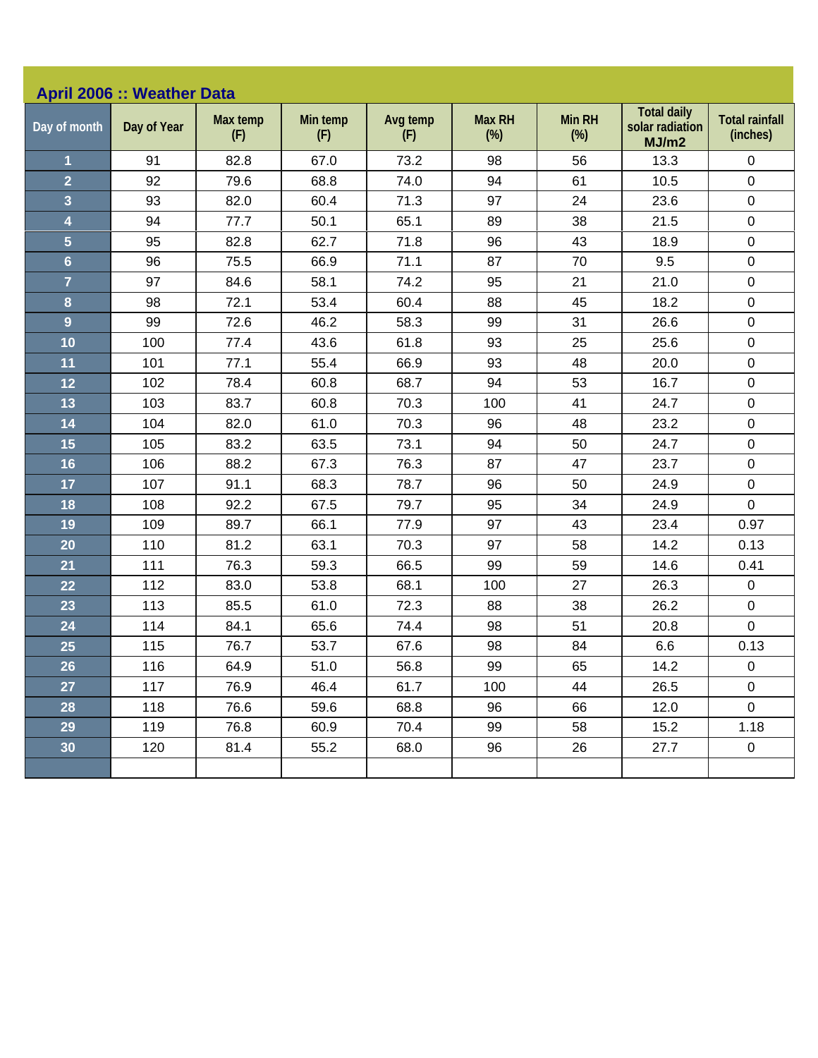## April 2006 :: Weather Data

| Day of month | Day of Year | Max temp (F) | Min temp (F) | Avg temp (F) | Max RH (%) | Min RH (%) | Total daily solar radiation MJ/m2 | Total rainfall (inches) |
|---|---|---|---|---|---|---|---|---|
| 1 | 91 | 82.8 | 67.0 | 73.2 | 98 | 56 | 13.3 | 0 |
| 2 | 92 | 79.6 | 68.8 | 74.0 | 94 | 61 | 10.5 | 0 |
| 3 | 93 | 82.0 | 60.4 | 71.3 | 97 | 24 | 23.6 | 0 |
| 4 | 94 | 77.7 | 50.1 | 65.1 | 89 | 38 | 21.5 | 0 |
| 5 | 95 | 82.8 | 62.7 | 71.8 | 96 | 43 | 18.9 | 0 |
| 6 | 96 | 75.5 | 66.9 | 71.1 | 87 | 70 | 9.5 | 0 |
| 7 | 97 | 84.6 | 58.1 | 74.2 | 95 | 21 | 21.0 | 0 |
| 8 | 98 | 72.1 | 53.4 | 60.4 | 88 | 45 | 18.2 | 0 |
| 9 | 99 | 72.6 | 46.2 | 58.3 | 99 | 31 | 26.6 | 0 |
| 10 | 100 | 77.4 | 43.6 | 61.8 | 93 | 25 | 25.6 | 0 |
| 11 | 101 | 77.1 | 55.4 | 66.9 | 93 | 48 | 20.0 | 0 |
| 12 | 102 | 78.4 | 60.8 | 68.7 | 94 | 53 | 16.7 | 0 |
| 13 | 103 | 83.7 | 60.8 | 70.3 | 100 | 41 | 24.7 | 0 |
| 14 | 104 | 82.0 | 61.0 | 70.3 | 96 | 48 | 23.2 | 0 |
| 15 | 105 | 83.2 | 63.5 | 73.1 | 94 | 50 | 24.7 | 0 |
| 16 | 106 | 88.2 | 67.3 | 76.3 | 87 | 47 | 23.7 | 0 |
| 17 | 107 | 91.1 | 68.3 | 78.7 | 96 | 50 | 24.9 | 0 |
| 18 | 108 | 92.2 | 67.5 | 79.7 | 95 | 34 | 24.9 | 0 |
| 19 | 109 | 89.7 | 66.1 | 77.9 | 97 | 43 | 23.4 | 0.97 |
| 20 | 110 | 81.2 | 63.1 | 70.3 | 97 | 58 | 14.2 | 0.13 |
| 21 | 111 | 76.3 | 59.3 | 66.5 | 99 | 59 | 14.6 | 0.41 |
| 22 | 112 | 83.0 | 53.8 | 68.1 | 100 | 27 | 26.3 | 0 |
| 23 | 113 | 85.5 | 61.0 | 72.3 | 88 | 38 | 26.2 | 0 |
| 24 | 114 | 84.1 | 65.6 | 74.4 | 98 | 51 | 20.8 | 0 |
| 25 | 115 | 76.7 | 53.7 | 67.6 | 98 | 84 | 6.6 | 0.13 |
| 26 | 116 | 64.9 | 51.0 | 56.8 | 99 | 65 | 14.2 | 0 |
| 27 | 117 | 76.9 | 46.4 | 61.7 | 100 | 44 | 26.5 | 0 |
| 28 | 118 | 76.6 | 59.6 | 68.8 | 96 | 66 | 12.0 | 0 |
| 29 | 119 | 76.8 | 60.9 | 70.4 | 99 | 58 | 15.2 | 1.18 |
| 30 | 120 | 81.4 | 55.2 | 68.0 | 96 | 26 | 27.7 | 0 |
| | | | | | | | | |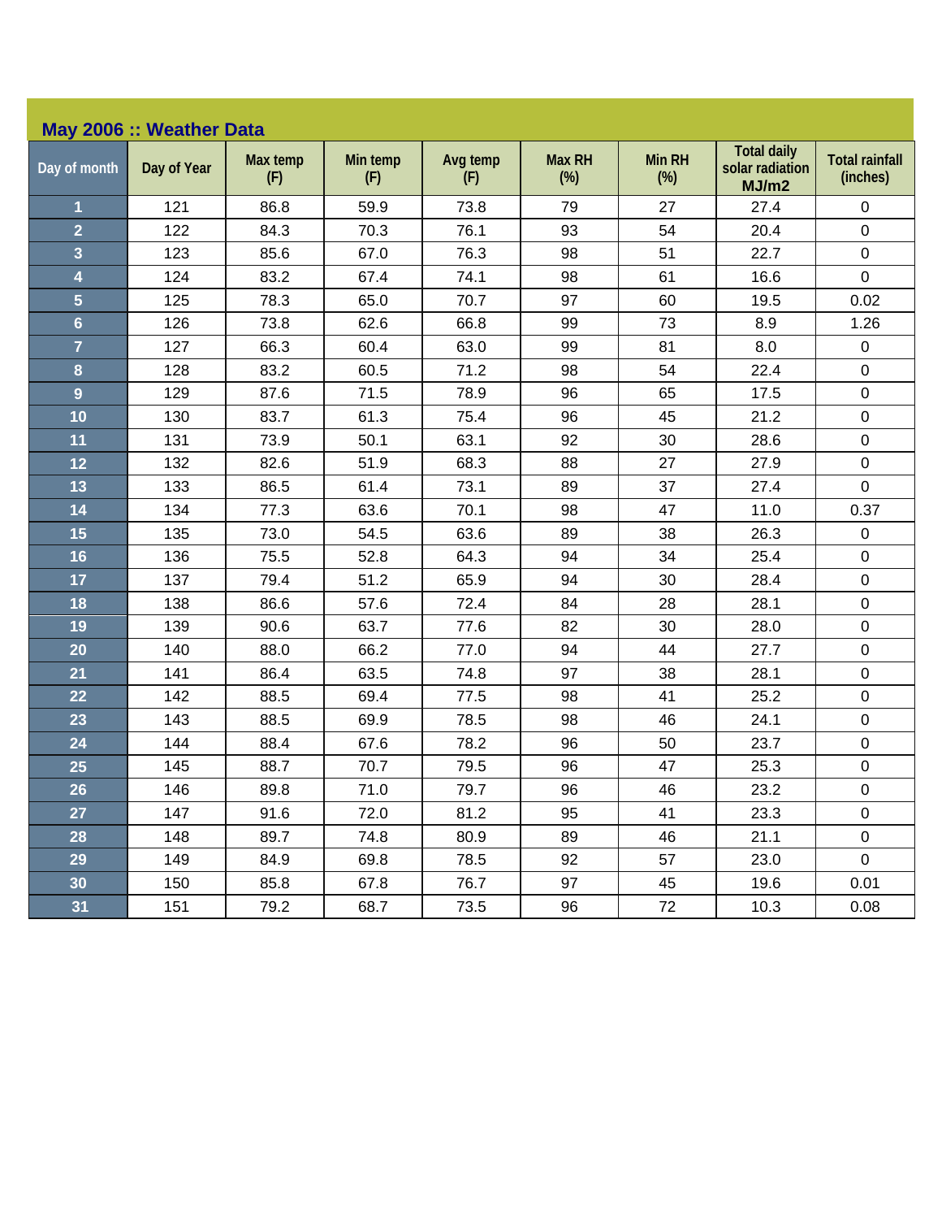## May 2006 :: Weather Data

| Day of month | Day of Year | Max temp (F) | Min temp (F) | Avg temp (F) | Max RH (%) | Min RH (%) | Total daily solar radiation MJ/m2 | Total rainfall (inches) |
|---|---|---|---|---|---|---|---|---|
| 1 | 121 | 86.8 | 59.9 | 73.8 | 79 | 27 | 27.4 | 0 |
| 2 | 122 | 84.3 | 70.3 | 76.1 | 93 | 54 | 20.4 | 0 |
| 3 | 123 | 85.6 | 67.0 | 76.3 | 98 | 51 | 22.7 | 0 |
| 4 | 124 | 83.2 | 67.4 | 74.1 | 98 | 61 | 16.6 | 0 |
| 5 | 125 | 78.3 | 65.0 | 70.7 | 97 | 60 | 19.5 | 0.02 |
| 6 | 126 | 73.8 | 62.6 | 66.8 | 99 | 73 | 8.9 | 1.26 |
| 7 | 127 | 66.3 | 60.4 | 63.0 | 99 | 81 | 8.0 | 0 |
| 8 | 128 | 83.2 | 60.5 | 71.2 | 98 | 54 | 22.4 | 0 |
| 9 | 129 | 87.6 | 71.5 | 78.9 | 96 | 65 | 17.5 | 0 |
| 10 | 130 | 83.7 | 61.3 | 75.4 | 96 | 45 | 21.2 | 0 |
| 11 | 131 | 73.9 | 50.1 | 63.1 | 92 | 30 | 28.6 | 0 |
| 12 | 132 | 82.6 | 51.9 | 68.3 | 88 | 27 | 27.9 | 0 |
| 13 | 133 | 86.5 | 61.4 | 73.1 | 89 | 37 | 27.4 | 0 |
| 14 | 134 | 77.3 | 63.6 | 70.1 | 98 | 47 | 11.0 | 0.37 |
| 15 | 135 | 73.0 | 54.5 | 63.6 | 89 | 38 | 26.3 | 0 |
| 16 | 136 | 75.5 | 52.8 | 64.3 | 94 | 34 | 25.4 | 0 |
| 17 | 137 | 79.4 | 51.2 | 65.9 | 94 | 30 | 28.4 | 0 |
| 18 | 138 | 86.6 | 57.6 | 72.4 | 84 | 28 | 28.1 | 0 |
| 19 | 139 | 90.6 | 63.7 | 77.6 | 82 | 30 | 28.0 | 0 |
| 20 | 140 | 88.0 | 66.2 | 77.0 | 94 | 44 | 27.7 | 0 |
| 21 | 141 | 86.4 | 63.5 | 74.8 | 97 | 38 | 28.1 | 0 |
| 22 | 142 | 88.5 | 69.4 | 77.5 | 98 | 41 | 25.2 | 0 |
| 23 | 143 | 88.5 | 69.9 | 78.5 | 98 | 46 | 24.1 | 0 |
| 24 | 144 | 88.4 | 67.6 | 78.2 | 96 | 50 | 23.7 | 0 |
| 25 | 145 | 88.7 | 70.7 | 79.5 | 96 | 47 | 25.3 | 0 |
| 26 | 146 | 89.8 | 71.0 | 79.7 | 96 | 46 | 23.2 | 0 |
| 27 | 147 | 91.6 | 72.0 | 81.2 | 95 | 41 | 23.3 | 0 |
| 28 | 148 | 89.7 | 74.8 | 80.9 | 89 | 46 | 21.1 | 0 |
| 29 | 149 | 84.9 | 69.8 | 78.5 | 92 | 57 | 23.0 | 0 |
| 30 | 150 | 85.8 | 67.8 | 76.7 | 97 | 45 | 19.6 | 0.01 |
| 31 | 151 | 79.2 | 68.7 | 73.5 | 96 | 72 | 10.3 | 0.08 |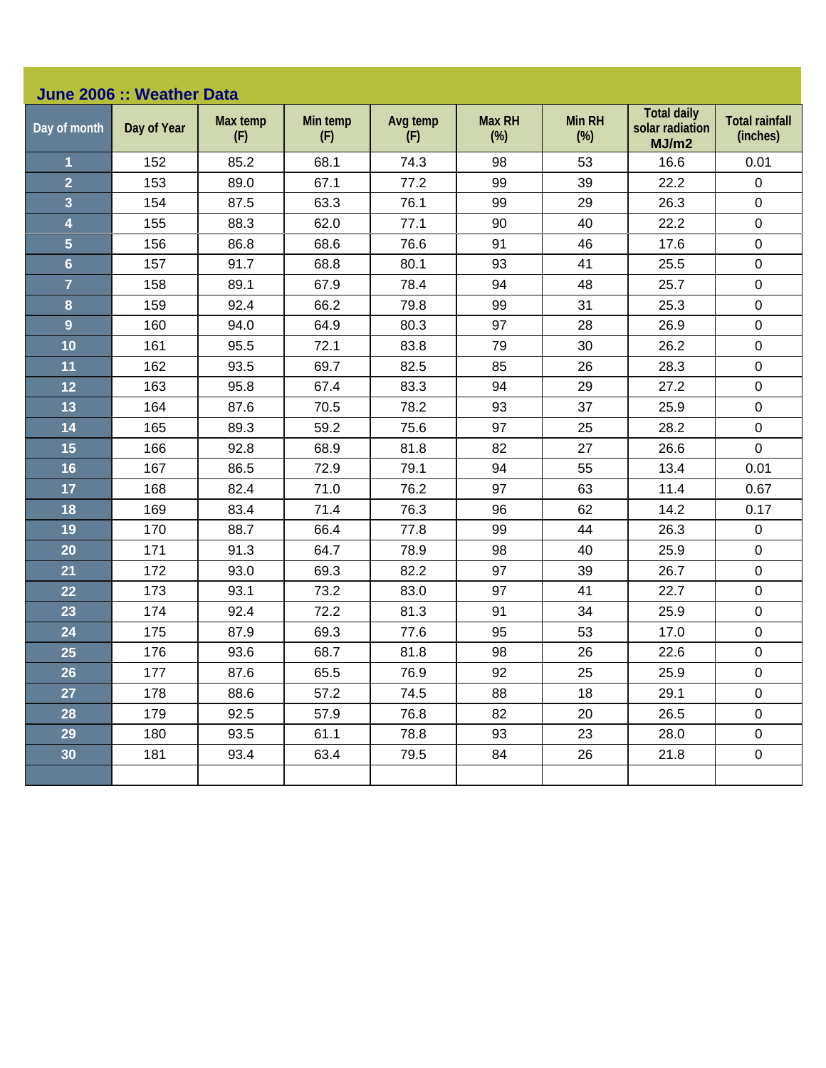## June 2006 :: Weather Data

| Day of month | Day of Year | Max temp (F) | Min temp (F) | Avg temp (F) | Max RH (%) | Min RH (%) | Total daily solar radiation MJ/m2 | Total rainfall (inches) |
|---|---|---|---|---|---|---|---|---|
| 1 | 152 | 85.2 | 68.1 | 74.3 | 98 | 53 | 16.6 | 0.01 |
| 2 | 153 | 89.0 | 67.1 | 77.2 | 99 | 39 | 22.2 | 0 |
| 3 | 154 | 87.5 | 63.3 | 76.1 | 99 | 29 | 26.3 | 0 |
| 4 | 155 | 88.3 | 62.0 | 77.1 | 90 | 40 | 22.2 | 0 |
| 5 | 156 | 86.8 | 68.6 | 76.6 | 91 | 46 | 17.6 | 0 |
| 6 | 157 | 91.7 | 68.8 | 80.1 | 93 | 41 | 25.5 | 0 |
| 7 | 158 | 89.1 | 67.9 | 78.4 | 94 | 48 | 25.7 | 0 |
| 8 | 159 | 92.4 | 66.2 | 79.8 | 99 | 31 | 25.3 | 0 |
| 9 | 160 | 94.0 | 64.9 | 80.3 | 97 | 28 | 26.9 | 0 |
| 10 | 161 | 95.5 | 72.1 | 83.8 | 79 | 30 | 26.2 | 0 |
| 11 | 162 | 93.5 | 69.7 | 82.5 | 85 | 26 | 28.3 | 0 |
| 12 | 163 | 95.8 | 67.4 | 83.3 | 94 | 29 | 27.2 | 0 |
| 13 | 164 | 87.6 | 70.5 | 78.2 | 93 | 37 | 25.9 | 0 |
| 14 | 165 | 89.3 | 59.2 | 75.6 | 97 | 25 | 28.2 | 0 |
| 15 | 166 | 92.8 | 68.9 | 81.8 | 82 | 27 | 26.6 | 0 |
| 16 | 167 | 86.5 | 72.9 | 79.1 | 94 | 55 | 13.4 | 0.01 |
| 17 | 168 | 82.4 | 71.0 | 76.2 | 97 | 63 | 11.4 | 0.67 |
| 18 | 169 | 83.4 | 71.4 | 76.3 | 96 | 62 | 14.2 | 0.17 |
| 19 | 170 | 88.7 | 66.4 | 77.8 | 99 | 44 | 26.3 | 0 |
| 20 | 171 | 91.3 | 64.7 | 78.9 | 98 | 40 | 25.9 | 0 |
| 21 | 172 | 93.0 | 69.3 | 82.2 | 97 | 39 | 26.7 | 0 |
| 22 | 173 | 93.1 | 73.2 | 83.0 | 97 | 41 | 22.7 | 0 |
| 23 | 174 | 92.4 | 72.2 | 81.3 | 91 | 34 | 25.9 | 0 |
| 24 | 175 | 87.9 | 69.3 | 77.6 | 95 | 53 | 17.0 | 0 |
| 25 | 176 | 93.6 | 68.7 | 81.8 | 98 | 26 | 22.6 | 0 |
| 26 | 177 | 87.6 | 65.5 | 76.9 | 92 | 25 | 25.9 | 0 |
| 27 | 178 | 88.6 | 57.2 | 74.5 | 88 | 18 | 29.1 | 0 |
| 28 | 179 | 92.5 | 57.9 | 76.8 | 82 | 20 | 26.5 | 0 |
| 29 | 180 | 93.5 | 61.1 | 78.8 | 93 | 23 | 28.0 | 0 |
| 30 | 181 | 93.4 | 63.4 | 79.5 | 84 | 26 | 21.8 | 0 |
| | | | | | | | | |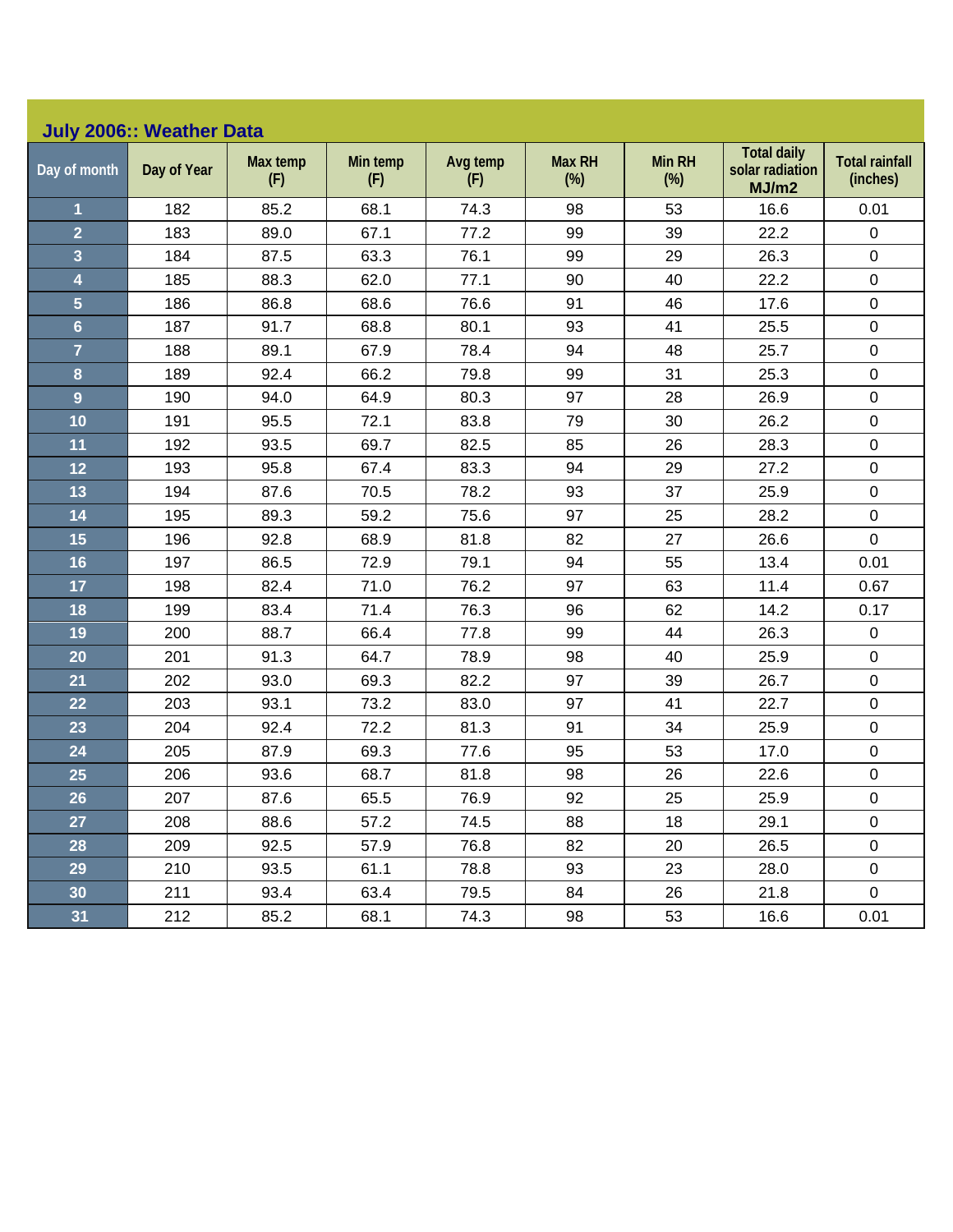## July 2006:: Weather Data

| Day of month | Day of Year | Max temp (F) | Min temp (F) | Avg temp (F) | Max RH (%) | Min RH (%) | Total daily solar radiation MJ/m2 | Total rainfall (inches) |
|---|---|---|---|---|---|---|---|---|
| 1 | 182 | 85.2 | 68.1 | 74.3 | 98 | 53 | 16.6 | 0.01 |
| 2 | 183 | 89.0 | 67.1 | 77.2 | 99 | 39 | 22.2 | 0 |
| 3 | 184 | 87.5 | 63.3 | 76.1 | 99 | 29 | 26.3 | 0 |
| 4 | 185 | 88.3 | 62.0 | 77.1 | 90 | 40 | 22.2 | 0 |
| 5 | 186 | 86.8 | 68.6 | 76.6 | 91 | 46 | 17.6 | 0 |
| 6 | 187 | 91.7 | 68.8 | 80.1 | 93 | 41 | 25.5 | 0 |
| 7 | 188 | 89.1 | 67.9 | 78.4 | 94 | 48 | 25.7 | 0 |
| 8 | 189 | 92.4 | 66.2 | 79.8 | 99 | 31 | 25.3 | 0 |
| 9 | 190 | 94.0 | 64.9 | 80.3 | 97 | 28 | 26.9 | 0 |
| 10 | 191 | 95.5 | 72.1 | 83.8 | 79 | 30 | 26.2 | 0 |
| 11 | 192 | 93.5 | 69.7 | 82.5 | 85 | 26 | 28.3 | 0 |
| 12 | 193 | 95.8 | 67.4 | 83.3 | 94 | 29 | 27.2 | 0 |
| 13 | 194 | 87.6 | 70.5 | 78.2 | 93 | 37 | 25.9 | 0 |
| 14 | 195 | 89.3 | 59.2 | 75.6 | 97 | 25 | 28.2 | 0 |
| 15 | 196 | 92.8 | 68.9 | 81.8 | 82 | 27 | 26.6 | 0 |
| 16 | 197 | 86.5 | 72.9 | 79.1 | 94 | 55 | 13.4 | 0.01 |
| 17 | 198 | 82.4 | 71.0 | 76.2 | 97 | 63 | 11.4 | 0.67 |
| 18 | 199 | 83.4 | 71.4 | 76.3 | 96 | 62 | 14.2 | 0.17 |
| 19 | 200 | 88.7 | 66.4 | 77.8 | 99 | 44 | 26.3 | 0 |
| 20 | 201 | 91.3 | 64.7 | 78.9 | 98 | 40 | 25.9 | 0 |
| 21 | 202 | 93.0 | 69.3 | 82.2 | 97 | 39 | 26.7 | 0 |
| 22 | 203 | 93.1 | 73.2 | 83.0 | 97 | 41 | 22.7 | 0 |
| 23 | 204 | 92.4 | 72.2 | 81.3 | 91 | 34 | 25.9 | 0 |
| 24 | 205 | 87.9 | 69.3 | 77.6 | 95 | 53 | 17.0 | 0 |
| 25 | 206 | 93.6 | 68.7 | 81.8 | 98 | 26 | 22.6 | 0 |
| 26 | 207 | 87.6 | 65.5 | 76.9 | 92 | 25 | 25.9 | 0 |
| 27 | 208 | 88.6 | 57.2 | 74.5 | 88 | 18 | 29.1 | 0 |
| 28 | 209 | 92.5 | 57.9 | 76.8 | 82 | 20 | 26.5 | 0 |
| 29 | 210 | 93.5 | 61.1 | 78.8 | 93 | 23 | 28.0 | 0 |
| 30 | 211 | 93.4 | 63.4 | 79.5 | 84 | 26 | 21.8 | 0 |
| 31 | 212 | 85.2 | 68.1 | 74.3 | 98 | 53 | 16.6 | 0.01 |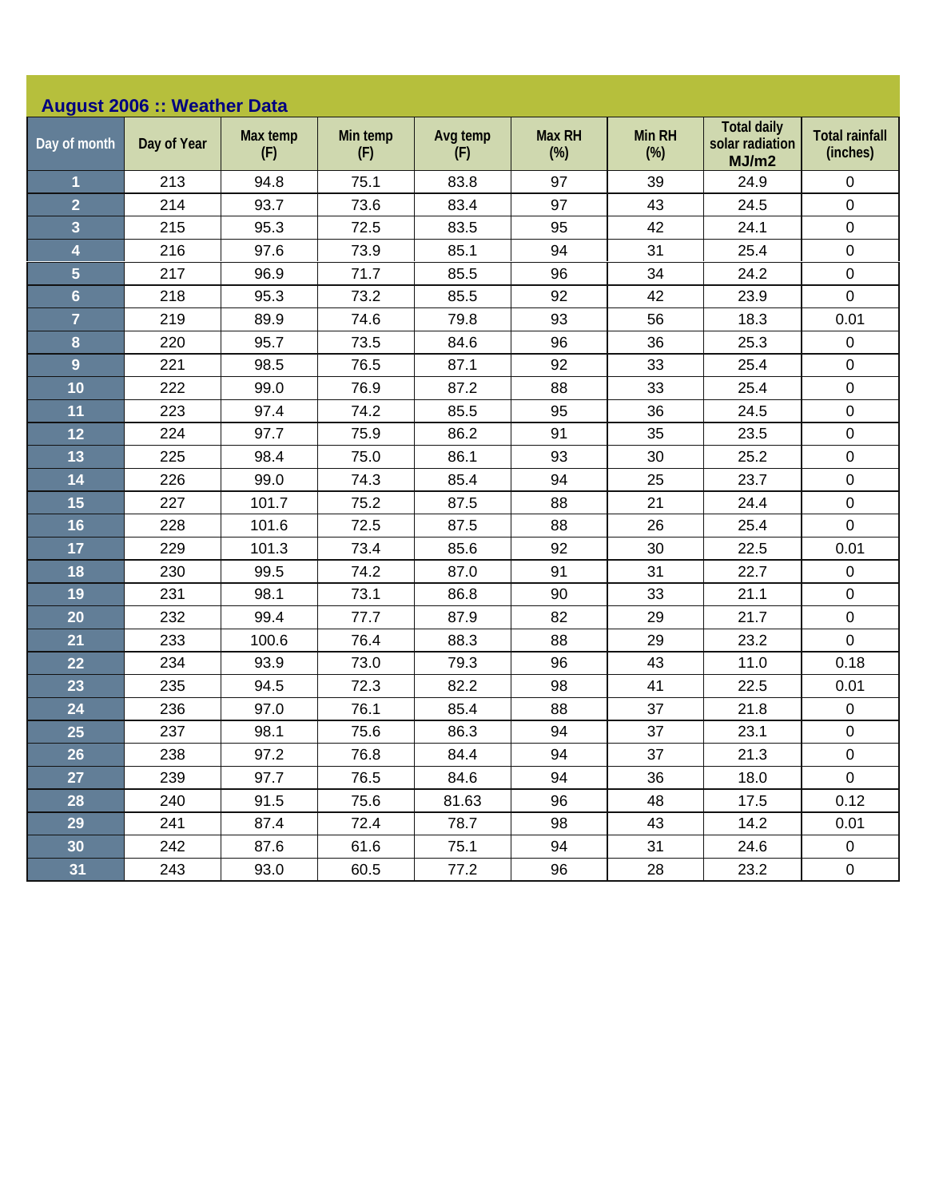## August 2006 :: Weather Data

| Day of month | Day of Year | Max temp (F) | Min temp (F) | Avg temp (F) | Max RH (%) | Min RH (%) | Total daily solar radiation MJ/m2 | Total rainfall (inches) |
|---|---|---|---|---|---|---|---|---|
| 1 | 213 | 94.8 | 75.1 | 83.8 | 97 | 39 | 24.9 | 0 |
| 2 | 214 | 93.7 | 73.6 | 83.4 | 97 | 43 | 24.5 | 0 |
| 3 | 215 | 95.3 | 72.5 | 83.5 | 95 | 42 | 24.1 | 0 |
| 4 | 216 | 97.6 | 73.9 | 85.1 | 94 | 31 | 25.4 | 0 |
| 5 | 217 | 96.9 | 71.7 | 85.5 | 96 | 34 | 24.2 | 0 |
| 6 | 218 | 95.3 | 73.2 | 85.5 | 92 | 42 | 23.9 | 0 |
| 7 | 219 | 89.9 | 74.6 | 79.8 | 93 | 56 | 18.3 | 0.01 |
| 8 | 220 | 95.7 | 73.5 | 84.6 | 96 | 36 | 25.3 | 0 |
| 9 | 221 | 98.5 | 76.5 | 87.1 | 92 | 33 | 25.4 | 0 |
| 10 | 222 | 99.0 | 76.9 | 87.2 | 88 | 33 | 25.4 | 0 |
| 11 | 223 | 97.4 | 74.2 | 85.5 | 95 | 36 | 24.5 | 0 |
| 12 | 224 | 97.7 | 75.9 | 86.2 | 91 | 35 | 23.5 | 0 |
| 13 | 225 | 98.4 | 75.0 | 86.1 | 93 | 30 | 25.2 | 0 |
| 14 | 226 | 99.0 | 74.3 | 85.4 | 94 | 25 | 23.7 | 0 |
| 15 | 227 | 101.7 | 75.2 | 87.5 | 88 | 21 | 24.4 | 0 |
| 16 | 228 | 101.6 | 72.5 | 87.5 | 88 | 26 | 25.4 | 0 |
| 17 | 229 | 101.3 | 73.4 | 85.6 | 92 | 30 | 22.5 | 0.01 |
| 18 | 230 | 99.5 | 74.2 | 87.0 | 91 | 31 | 22.7 | 0 |
| 19 | 231 | 98.1 | 73.1 | 86.8 | 90 | 33 | 21.1 | 0 |
| 20 | 232 | 99.4 | 77.7 | 87.9 | 82 | 29 | 21.7 | 0 |
| 21 | 233 | 100.6 | 76.4 | 88.3 | 88 | 29 | 23.2 | 0 |
| 22 | 234 | 93.9 | 73.0 | 79.3 | 96 | 43 | 11.0 | 0.18 |
| 23 | 235 | 94.5 | 72.3 | 82.2 | 98 | 41 | 22.5 | 0.01 |
| 24 | 236 | 97.0 | 76.1 | 85.4 | 88 | 37 | 21.8 | 0 |
| 25 | 237 | 98.1 | 75.6 | 86.3 | 94 | 37 | 23.1 | 0 |
| 26 | 238 | 97.2 | 76.8 | 84.4 | 94 | 37 | 21.3 | 0 |
| 27 | 239 | 97.7 | 76.5 | 84.6 | 94 | 36 | 18.0 | 0 |
| 28 | 240 | 91.5 | 75.6 | 81.63 | 96 | 48 | 17.5 | 0.12 |
| 29 | 241 | 87.4 | 72.4 | 78.7 | 98 | 43 | 14.2 | 0.01 |
| 30 | 242 | 87.6 | 61.6 | 75.1 | 94 | 31 | 24.6 | 0 |
| 31 | 243 | 93.0 | 60.5 | 77.2 | 96 | 28 | 23.2 | 0 |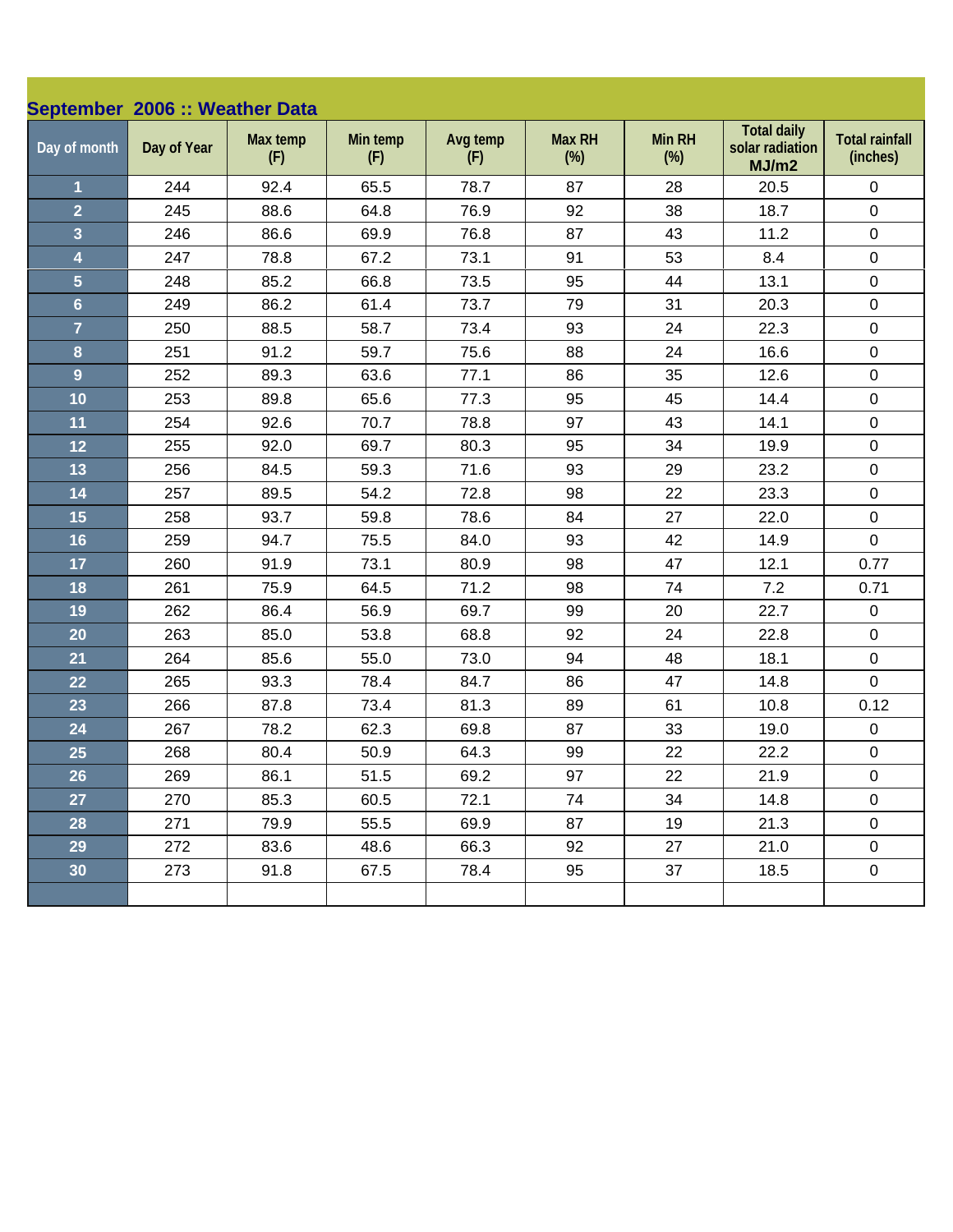## September 2006 :: Weather Data

| Day of month | Day of Year | Max temp (F) | Min temp (F) | Avg temp (F) | Max RH (%) | Min RH (%) | Total daily solar radiation MJ/m2 | Total rainfall (inches) |
|---|---|---|---|---|---|---|---|---|
| 1 | 244 | 92.4 | 65.5 | 78.7 | 87 | 28 | 20.5 | 0 |
| 2 | 245 | 88.6 | 64.8 | 76.9 | 92 | 38 | 18.7 | 0 |
| 3 | 246 | 86.6 | 69.9 | 76.8 | 87 | 43 | 11.2 | 0 |
| 4 | 247 | 78.8 | 67.2 | 73.1 | 91 | 53 | 8.4 | 0 |
| 5 | 248 | 85.2 | 66.8 | 73.5 | 95 | 44 | 13.1 | 0 |
| 6 | 249 | 86.2 | 61.4 | 73.7 | 79 | 31 | 20.3 | 0 |
| 7 | 250 | 88.5 | 58.7 | 73.4 | 93 | 24 | 22.3 | 0 |
| 8 | 251 | 91.2 | 59.7 | 75.6 | 88 | 24 | 16.6 | 0 |
| 9 | 252 | 89.3 | 63.6 | 77.1 | 86 | 35 | 12.6 | 0 |
| 10 | 253 | 89.8 | 65.6 | 77.3 | 95 | 45 | 14.4 | 0 |
| 11 | 254 | 92.6 | 70.7 | 78.8 | 97 | 43 | 14.1 | 0 |
| 12 | 255 | 92.0 | 69.7 | 80.3 | 95 | 34 | 19.9 | 0 |
| 13 | 256 | 84.5 | 59.3 | 71.6 | 93 | 29 | 23.2 | 0 |
| 14 | 257 | 89.5 | 54.2 | 72.8 | 98 | 22 | 23.3 | 0 |
| 15 | 258 | 93.7 | 59.8 | 78.6 | 84 | 27 | 22.0 | 0 |
| 16 | 259 | 94.7 | 75.5 | 84.0 | 93 | 42 | 14.9 | 0 |
| 17 | 260 | 91.9 | 73.1 | 80.9 | 98 | 47 | 12.1 | 0.77 |
| 18 | 261 | 75.9 | 64.5 | 71.2 | 98 | 74 | 7.2 | 0.71 |
| 19 | 262 | 86.4 | 56.9 | 69.7 | 99 | 20 | 22.7 | 0 |
| 20 | 263 | 85.0 | 53.8 | 68.8 | 92 | 24 | 22.8 | 0 |
| 21 | 264 | 85.6 | 55.0 | 73.0 | 94 | 48 | 18.1 | 0 |
| 22 | 265 | 93.3 | 78.4 | 84.7 | 86 | 47 | 14.8 | 0 |
| 23 | 266 | 87.8 | 73.4 | 81.3 | 89 | 61 | 10.8 | 0.12 |
| 24 | 267 | 78.2 | 62.3 | 69.8 | 87 | 33 | 19.0 | 0 |
| 25 | 268 | 80.4 | 50.9 | 64.3 | 99 | 22 | 22.2 | 0 |
| 26 | 269 | 86.1 | 51.5 | 69.2 | 97 | 22 | 21.9 | 0 |
| 27 | 270 | 85.3 | 60.5 | 72.1 | 74 | 34 | 14.8 | 0 |
| 28 | 271 | 79.9 | 55.5 | 69.9 | 87 | 19 | 21.3 | 0 |
| 29 | 272 | 83.6 | 48.6 | 66.3 | 92 | 27 | 21.0 | 0 |
| 30 | 273 | 91.8 | 67.5 | 78.4 | 95 | 37 | 18.5 | 0 |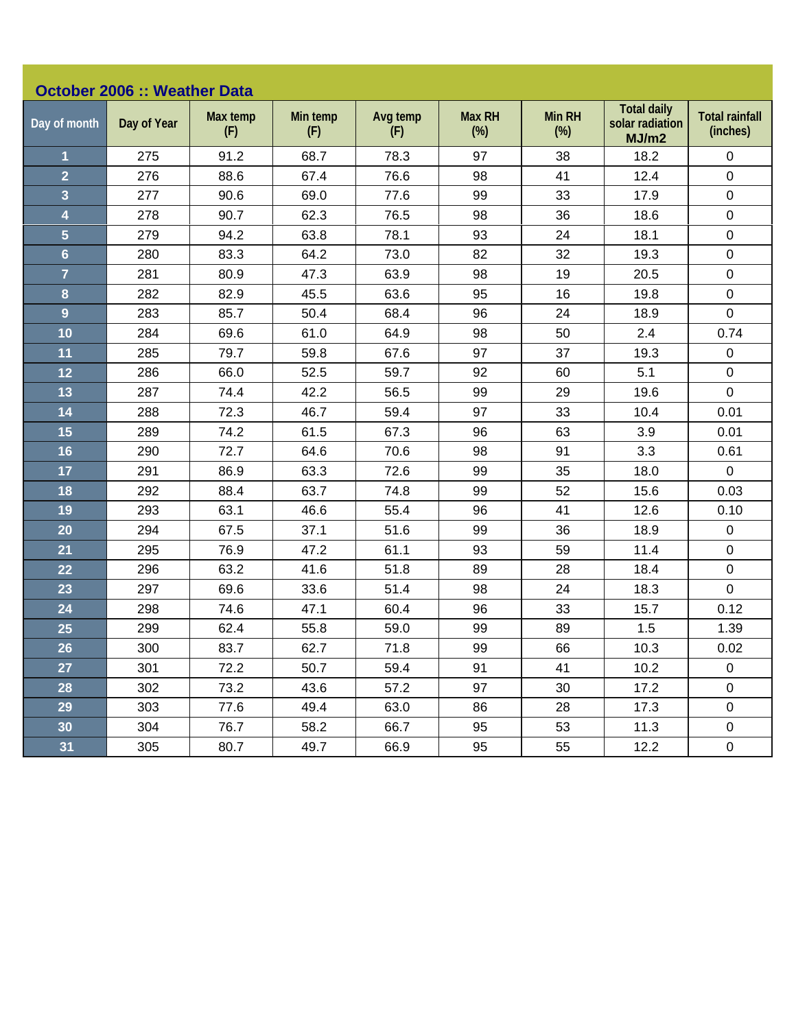## October 2006 :: Weather Data

| Day of month | Day of Year | Max temp (F) | Min temp (F) | Avg temp (F) | Max RH (%) | Min RH (%) | Total daily solar radiation MJ/m2 | Total rainfall (inches) |
|---|---|---|---|---|---|---|---|---|
| 1 | 275 | 91.2 | 68.7 | 78.3 | 97 | 38 | 18.2 | 0 |
| 2 | 276 | 88.6 | 67.4 | 76.6 | 98 | 41 | 12.4 | 0 |
| 3 | 277 | 90.6 | 69.0 | 77.6 | 99 | 33 | 17.9 | 0 |
| 4 | 278 | 90.7 | 62.3 | 76.5 | 98 | 36 | 18.6 | 0 |
| 5 | 279 | 94.2 | 63.8 | 78.1 | 93 | 24 | 18.1 | 0 |
| 6 | 280 | 83.3 | 64.2 | 73.0 | 82 | 32 | 19.3 | 0 |
| 7 | 281 | 80.9 | 47.3 | 63.9 | 98 | 19 | 20.5 | 0 |
| 8 | 282 | 82.9 | 45.5 | 63.6 | 95 | 16 | 19.8 | 0 |
| 9 | 283 | 85.7 | 50.4 | 68.4 | 96 | 24 | 18.9 | 0 |
| 10 | 284 | 69.6 | 61.0 | 64.9 | 98 | 50 | 2.4 | 0.74 |
| 11 | 285 | 79.7 | 59.8 | 67.6 | 97 | 37 | 19.3 | 0 |
| 12 | 286 | 66.0 | 52.5 | 59.7 | 92 | 60 | 5.1 | 0 |
| 13 | 287 | 74.4 | 42.2 | 56.5 | 99 | 29 | 19.6 | 0 |
| 14 | 288 | 72.3 | 46.7 | 59.4 | 97 | 33 | 10.4 | 0.01 |
| 15 | 289 | 74.2 | 61.5 | 67.3 | 96 | 63 | 3.9 | 0.01 |
| 16 | 290 | 72.7 | 64.6 | 70.6 | 98 | 91 | 3.3 | 0.61 |
| 17 | 291 | 86.9 | 63.3 | 72.6 | 99 | 35 | 18.0 | 0 |
| 18 | 292 | 88.4 | 63.7 | 74.8 | 99 | 52 | 15.6 | 0.03 |
| 19 | 293 | 63.1 | 46.6 | 55.4 | 96 | 41 | 12.6 | 0.10 |
| 20 | 294 | 67.5 | 37.1 | 51.6 | 99 | 36 | 18.9 | 0 |
| 21 | 295 | 76.9 | 47.2 | 61.1 | 93 | 59 | 11.4 | 0 |
| 22 | 296 | 63.2 | 41.6 | 51.8 | 89 | 28 | 18.4 | 0 |
| 23 | 297 | 69.6 | 33.6 | 51.4 | 98 | 24 | 18.3 | 0 |
| 24 | 298 | 74.6 | 47.1 | 60.4 | 96 | 33 | 15.7 | 0.12 |
| 25 | 299 | 62.4 | 55.8 | 59.0 | 99 | 89 | 1.5 | 1.39 |
| 26 | 300 | 83.7 | 62.7 | 71.8 | 99 | 66 | 10.3 | 0.02 |
| 27 | 301 | 72.2 | 50.7 | 59.4 | 91 | 41 | 10.2 | 0 |
| 28 | 302 | 73.2 | 43.6 | 57.2 | 97 | 30 | 17.2 | 0 |
| 29 | 303 | 77.6 | 49.4 | 63.0 | 86 | 28 | 17.3 | 0 |
| 30 | 304 | 76.7 | 58.2 | 66.7 | 95 | 53 | 11.3 | 0 |
| 31 | 305 | 80.7 | 49.7 | 66.9 | 95 | 55 | 12.2 | 0 |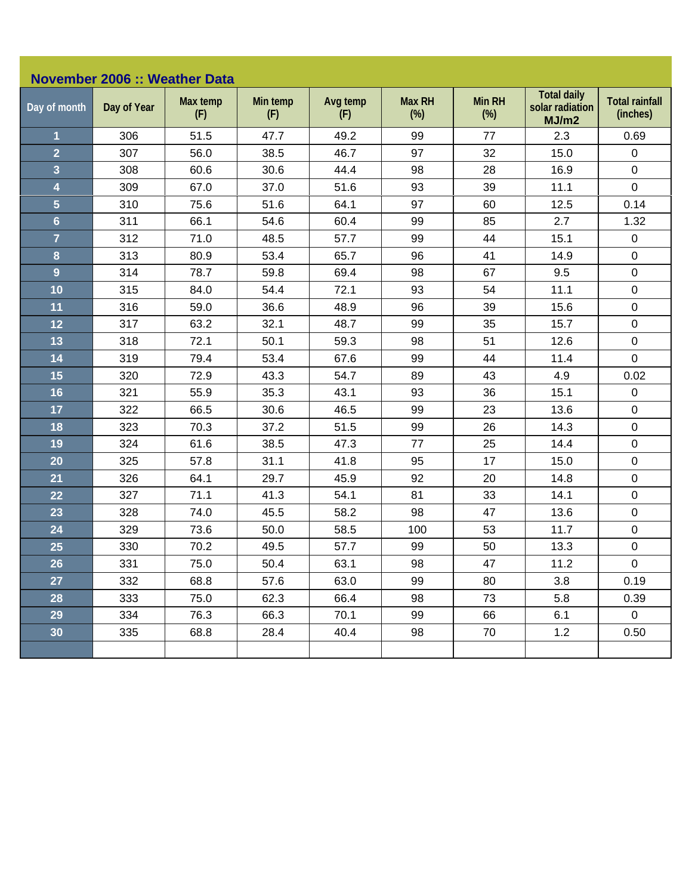## November 2006 :: Weather Data

| Day of month | Day of Year | Max temp (F) | Min temp (F) | Avg temp (F) | Max RH (%) | Min RH (%) | Total daily solar radiation MJ/m2 | Total rainfall (inches) |
|---|---|---|---|---|---|---|---|---|
| 1 | 306 | 51.5 | 47.7 | 49.2 | 99 | 77 | 2.3 | 0.69 |
| 2 | 307 | 56.0 | 38.5 | 46.7 | 97 | 32 | 15.0 | 0 |
| 3 | 308 | 60.6 | 30.6 | 44.4 | 98 | 28 | 16.9 | 0 |
| 4 | 309 | 67.0 | 37.0 | 51.6 | 93 | 39 | 11.1 | 0 |
| 5 | 310 | 75.6 | 51.6 | 64.1 | 97 | 60 | 12.5 | 0.14 |
| 6 | 311 | 66.1 | 54.6 | 60.4 | 99 | 85 | 2.7 | 1.32 |
| 7 | 312 | 71.0 | 48.5 | 57.7 | 99 | 44 | 15.1 | 0 |
| 8 | 313 | 80.9 | 53.4 | 65.7 | 96 | 41 | 14.9 | 0 |
| 9 | 314 | 78.7 | 59.8 | 69.4 | 98 | 67 | 9.5 | 0 |
| 10 | 315 | 84.0 | 54.4 | 72.1 | 93 | 54 | 11.1 | 0 |
| 11 | 316 | 59.0 | 36.6 | 48.9 | 96 | 39 | 15.6 | 0 |
| 12 | 317 | 63.2 | 32.1 | 48.7 | 99 | 35 | 15.7 | 0 |
| 13 | 318 | 72.1 | 50.1 | 59.3 | 98 | 51 | 12.6 | 0 |
| 14 | 319 | 79.4 | 53.4 | 67.6 | 99 | 44 | 11.4 | 0 |
| 15 | 320 | 72.9 | 43.3 | 54.7 | 89 | 43 | 4.9 | 0.02 |
| 16 | 321 | 55.9 | 35.3 | 43.1 | 93 | 36 | 15.1 | 0 |
| 17 | 322 | 66.5 | 30.6 | 46.5 | 99 | 23 | 13.6 | 0 |
| 18 | 323 | 70.3 | 37.2 | 51.5 | 99 | 26 | 14.3 | 0 |
| 19 | 324 | 61.6 | 38.5 | 47.3 | 77 | 25 | 14.4 | 0 |
| 20 | 325 | 57.8 | 31.1 | 41.8 | 95 | 17 | 15.0 | 0 |
| 21 | 326 | 64.1 | 29.7 | 45.9 | 92 | 20 | 14.8 | 0 |
| 22 | 327 | 71.1 | 41.3 | 54.1 | 81 | 33 | 14.1 | 0 |
| 23 | 328 | 74.0 | 45.5 | 58.2 | 98 | 47 | 13.6 | 0 |
| 24 | 329 | 73.6 | 50.0 | 58.5 | 100 | 53 | 11.7 | 0 |
| 25 | 330 | 70.2 | 49.5 | 57.7 | 99 | 50 | 13.3 | 0 |
| 26 | 331 | 75.0 | 50.4 | 63.1 | 98 | 47 | 11.2 | 0 |
| 27 | 332 | 68.8 | 57.6 | 63.0 | 99 | 80 | 3.8 | 0.19 |
| 28 | 333 | 75.0 | 62.3 | 66.4 | 98 | 73 | 5.8 | 0.39 |
| 29 | 334 | 76.3 | 66.3 | 70.1 | 99 | 66 | 6.1 | 0 |
| 30 | 335 | 68.8 | 28.4 | 40.4 | 98 | 70 | 1.2 | 0.50 |
| | | | | | | | | |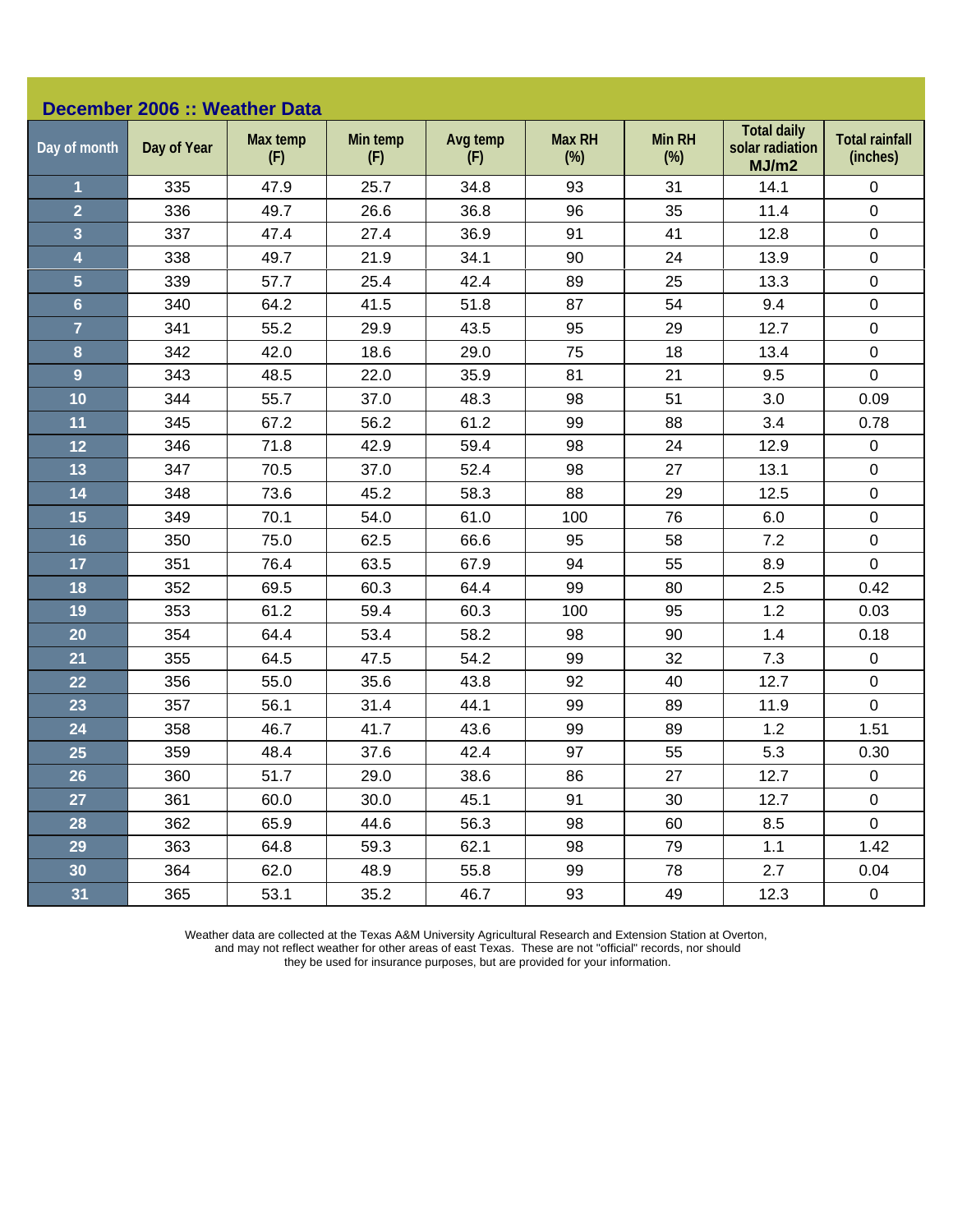## December 2006 :: Weather Data

| Day of month | Day of Year | Max temp (F) | Min temp (F) | Avg temp (F) | Max RH (%) | Min RH (%) | Total daily solar radiation MJ/m2 | Total rainfall (inches) |
|---|---|---|---|---|---|---|---|---|
| 1 | 335 | 47.9 | 25.7 | 34.8 | 93 | 31 | 14.1 | 0 |
| 2 | 336 | 49.7 | 26.6 | 36.8 | 96 | 35 | 11.4 | 0 |
| 3 | 337 | 47.4 | 27.4 | 36.9 | 91 | 41 | 12.8 | 0 |
| 4 | 338 | 49.7 | 21.9 | 34.1 | 90 | 24 | 13.9 | 0 |
| 5 | 339 | 57.7 | 25.4 | 42.4 | 89 | 25 | 13.3 | 0 |
| 6 | 340 | 64.2 | 41.5 | 51.8 | 87 | 54 | 9.4 | 0 |
| 7 | 341 | 55.2 | 29.9 | 43.5 | 95 | 29 | 12.7 | 0 |
| 8 | 342 | 42.0 | 18.6 | 29.0 | 75 | 18 | 13.4 | 0 |
| 9 | 343 | 48.5 | 22.0 | 35.9 | 81 | 21 | 9.5 | 0 |
| 10 | 344 | 55.7 | 37.0 | 48.3 | 98 | 51 | 3.0 | 0.09 |
| 11 | 345 | 67.2 | 56.2 | 61.2 | 99 | 88 | 3.4 | 0.78 |
| 12 | 346 | 71.8 | 42.9 | 59.4 | 98 | 24 | 12.9 | 0 |
| 13 | 347 | 70.5 | 37.0 | 52.4 | 98 | 27 | 13.1 | 0 |
| 14 | 348 | 73.6 | 45.2 | 58.3 | 88 | 29 | 12.5 | 0 |
| 15 | 349 | 70.1 | 54.0 | 61.0 | 100 | 76 | 6.0 | 0 |
| 16 | 350 | 75.0 | 62.5 | 66.6 | 95 | 58 | 7.2 | 0 |
| 17 | 351 | 76.4 | 63.5 | 67.9 | 94 | 55 | 8.9 | 0 |
| 18 | 352 | 69.5 | 60.3 | 64.4 | 99 | 80 | 2.5 | 0.42 |
| 19 | 353 | 61.2 | 59.4 | 60.3 | 100 | 95 | 1.2 | 0.03 |
| 20 | 354 | 64.4 | 53.4 | 58.2 | 98 | 90 | 1.4 | 0.18 |
| 21 | 355 | 64.5 | 47.5 | 54.2 | 99 | 32 | 7.3 | 0 |
| 22 | 356 | 55.0 | 35.6 | 43.8 | 92 | 40 | 12.7 | 0 |
| 23 | 357 | 56.1 | 31.4 | 44.1 | 99 | 89 | 11.9 | 0 |
| 24 | 358 | 46.7 | 41.7 | 43.6 | 99 | 89 | 1.2 | 1.51 |
| 25 | 359 | 48.4 | 37.6 | 42.4 | 97 | 55 | 5.3 | 0.30 |
| 26 | 360 | 51.7 | 29.0 | 38.6 | 86 | 27 | 12.7 | 0 |
| 27 | 361 | 60.0 | 30.0 | 45.1 | 91 | 30 | 12.7 | 0 |
| 28 | 362 | 65.9 | 44.6 | 56.3 | 98 | 60 | 8.5 | 0 |
| 29 | 363 | 64.8 | 59.3 | 62.1 | 98 | 79 | 1.1 | 1.42 |
| 30 | 364 | 62.0 | 48.9 | 55.8 | 99 | 78 | 2.7 | 0.04 |
| 31 | 365 | 53.1 | 35.2 | 46.7 | 93 | 49 | 12.3 | 0 |

Weather data are collected at the Texas A&M University Agricultural Research and Extension Station at Overton, and may not reflect weather for other areas of east Texas. These are not "official" records, nor should they be used for insurance purposes, but are provided for your information.